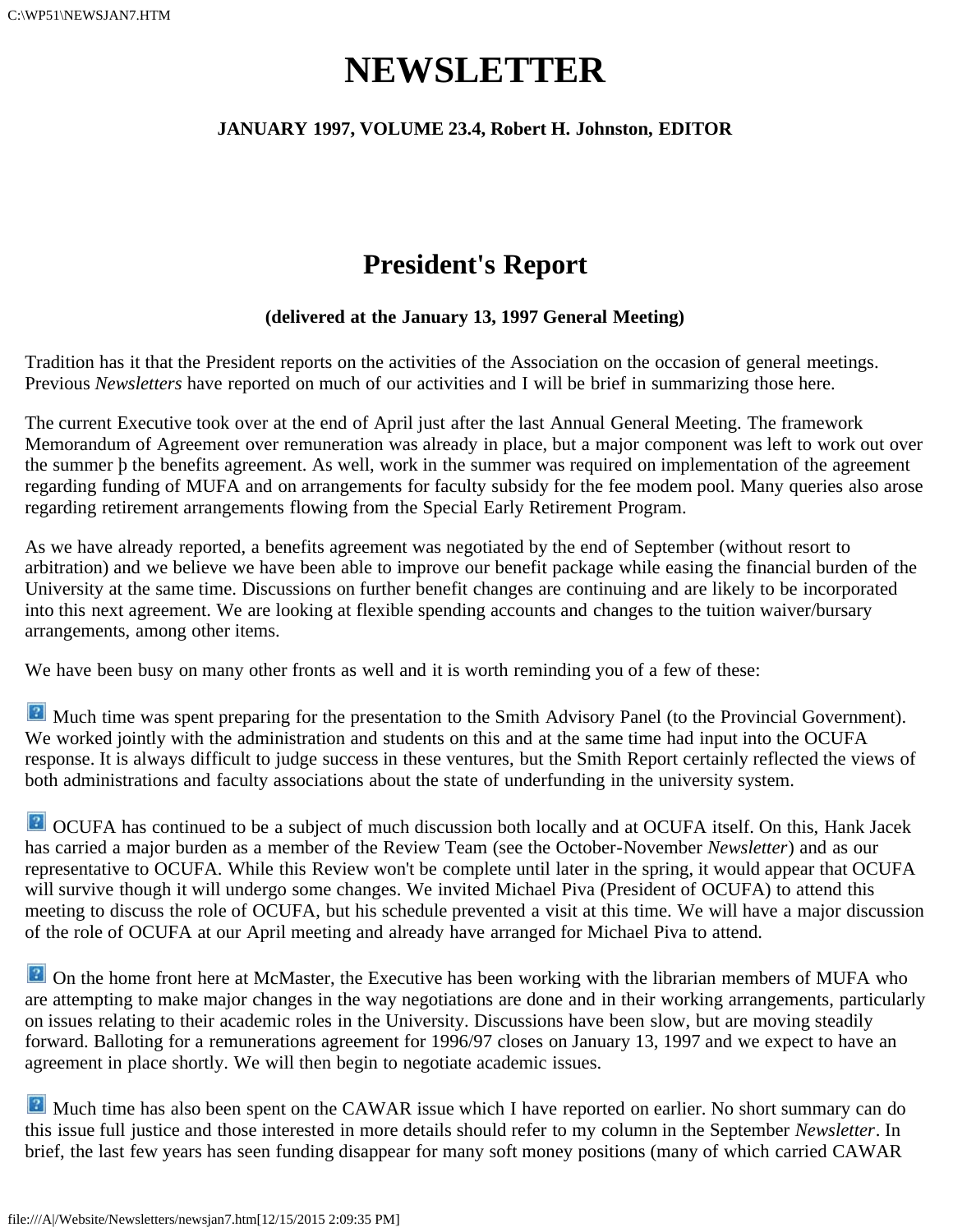# NEWSLETTER

**JANUARY 1997, VOLUME 23.4, Robert H. Johnston, EDITOR**

## President's Report

**(delivered at the January 13, 1997 General Meeting)**

Tradition has it that the President reports on the activities of the Association on the occasion of general meetings. Previous *Newsletters* have reported on much of our activities and I will be brief in summarizing those here.

The current Executive took over at the end of April just after the last Annual General Meeting. The framework Memorandum of Agreement over remuneration was already in place, but a major component was left to work out over the summer þ the benefits agreement. As well, work in the summer was required on implementation of the agreement regarding funding of MUFA and on arrangements for faculty subsidy for the fee modem pool. Many queries also arose regarding retirement arrangements flowing from the Special Early Retirement Program.

As we have already reported, a benefits agreement was negotiated by the end of September (without resort to arbitration) and we believe we have been able to improve our benefit package while easing the financial burden of the University at the same time. Discussions on further benefit changes are continuing and are likely to be incorporated into this next agreement. We are looking at flexible spending accounts and changes to the tuition waiver/bursary arrangements, among other items.

We have been busy on many other fronts as well and it is worth reminding you of a few of these:

- Much time was spent preparing for the presentation to the Smith Advisory Panel (to the Provincial Government). We worked jointly with the administration and students on this and at the same time had input into the OCUFA response. It is always difficult to judge success in these ventures, but the Smith Report certainly reflected the views of both administrations and faculty associations about the state of underfunding in the university system.

- OCUFA has continued to be a subject of much discussion both locally and at OCUFA itself. On this, Hank Jacek has carried a major burden as a member of the Review Team (see the October-November *Newsletter*) and as our representative to OCUFA. While this Review won't be complete until later in the spring, it would appear that OCUFA will survive though it will undergo some changes. We invited Michael Piva (President of OCUFA) to attend this meeting to discuss the role of OCUFA, but his schedule prevented a visit at this time. We will have a major discussion of the role of OCUFA at our April meeting and already have arranged for Michael Piva to attend.

- On the home front here at McMaster, the Executive has been working with the librarian members of MUFA who are attempting to make major changes in the way negotiations are done and in their working arrangements, particularly on issues relating to their academic roles in the University. Discussions have been slow, but are moving steadily forward. Balloting for a remunerations agreement for 1996/97 closes on January 13, 1997 and we expect to have an agreement in place shortly. We will then begin to negotiate academic issues.

- Much time has also been spent on the CAWAR issue which I have reported on earlier. No short summary can do this issue full justice and those interested in more details should refer to my column in the September *Newsletter*. In brief, the last few years has seen funding disappear for many soft money positions (many of which carried CAWAR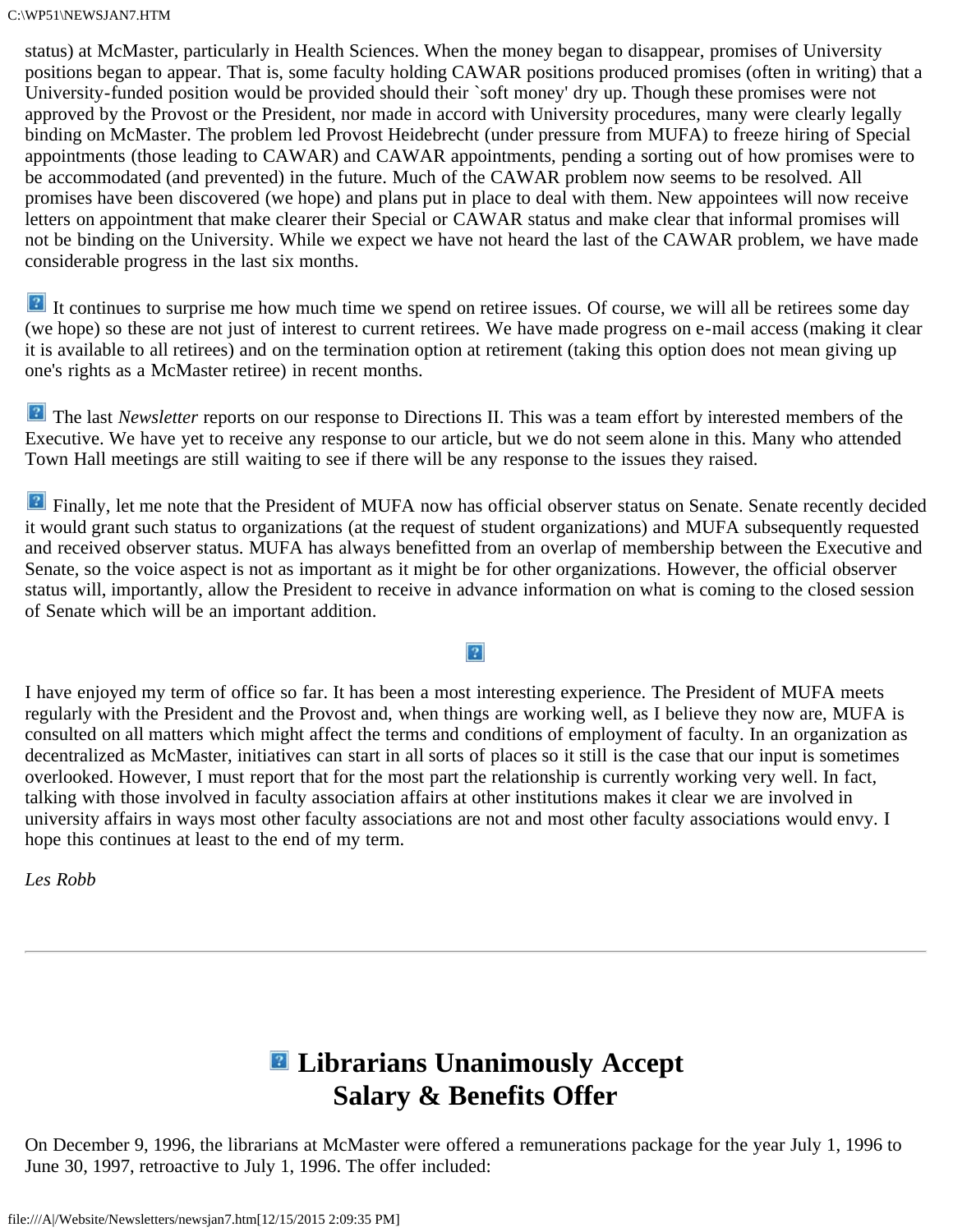status) at McMaster, particularly in Health Sciences. When the money began to disappear, promises of University positions began to appear. That is, some faculty holding CAWAR positions produced promises (often in writing) that a University-funded position would be provided should their `soft money' dry up. Though these promises were not approved by the Provost or the President, nor made in accord with University procedures, many were clearly legally binding on McMaster. The problem led Provost Heidebrecht (under pressure from MUFA) to freeze hiring of Special appointments (those leading to CAWAR) and CAWAR appointments, pending a sorting out of how promises were to be accommodated (and prevented) in the future. Much of the CAWAR problem now seems to be resolved. All promises have been discovered (we hope) and plans put in place to deal with them. New appointees will now receive letters on appointment that make clearer their Special or CAWAR status and make clear that informal promises will not be binding on the University. While we expect we have not heard the last of the CAWAR problem, we have made considerable progress in the last six months.

It continues to surprise me how much time we spend on retiree issues. Of course, we will all be retirees some day (we hope) so these are not just of interest to current retirees. We have made progress on e-mail access (making it clear it is available to all retirees) and on the termination option at retirement (taking this option does not mean giving up one's rights as a McMaster retiree) in recent months.

The last *Newsletter* reports on our response to Directions II. This was a team effort by interested members of the Executive. We have yet to receive any response to our article, but we do not seem alone in this. Many who attended Town Hall meetings are still waiting to see if there will be any response to the issues they raised.

Finally, let me note that the President of MUFA now has official observer status on Senate. Senate recently decided it would grant such status to organizations (at the request of student organizations) and MUFA subsequently requested and received observer status. MUFA has always benefitted from an overlap of membership between the Executive and Senate, so the voice aspect is not as important as it might be for other organizations. However, the official observer status will, importantly, allow the President to receive in advance information on what is coming to the closed session of Senate which will be an important addition.

I have enjoyed my term of office so far. It has been a most interesting experience. The President of MUFA meets regularly with the President and the Provost and, when things are working well, as I believe they now are, MUFA is consulted on all matters which might affect the terms and conditions of employment of faculty. In an organization as decentralized as McMaster, initiatives can start in all sorts of places so it still is the case that our input is sometimes overlooked. However, I must report that for the most part the relationship is currently working very well. In fact, talking with those involved in faculty association affairs at other institutions makes it clear we are involved in university affairs in ways most other faculty associations are not and most other faculty associations would envy. I hope this continues at least to the end of my term.

*Les Robb*

---

# Librarians Unanimously Accept Salary & Benefits Offer

On December 9, 1996, the librarians at McMaster were offered a remunerations package for the year July 1, 1996 to June 30, 1997, retroactive to July 1, 1996. The offer included: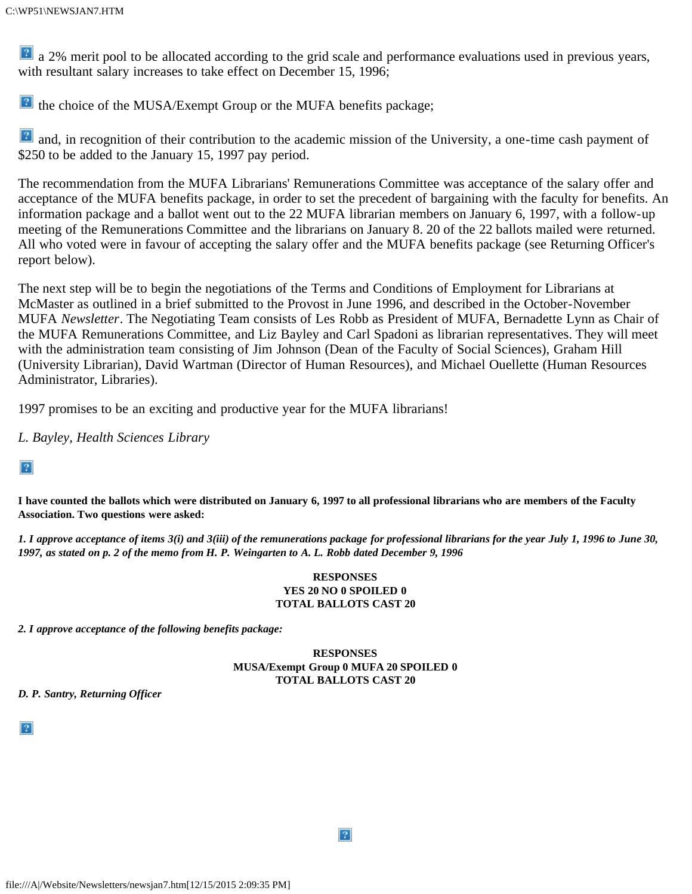- a 2% merit pool to be allocated according to the grid scale and performance evaluations used in previous years, with resultant salary increases to take effect on December 15, 1996;
- the choice of the MUSA/Exempt Group or the MUFA benefits package;
- and, in recognition of their contribution to the academic mission of the University, a one-time cash payment of $250 to be added to the January 15, 1997 pay period.

The recommendation from the MUFA Librarians' Remunerations Committee was acceptance of the salary offer and acceptance of the MUFA benefits package, in order to set the precedent of bargaining with the faculty for benefits. An information package and a ballot went out to the 22 MUFA librarian members on January 6, 1997, with a follow-up meeting of the Remunerations Committee and the librarians on January 8. 20 of the 22 ballots mailed were returned. All who voted were in favour of accepting the salary offer and the MUFA benefits package (see Returning Officer's report below).

The next step will be to begin the negotiations of the Terms and Conditions of Employment for Librarians at McMaster as outlined in a brief submitted to the Provost in June 1996, and described in the October-November MUFA *Newsletter*. The Negotiating Team consists of Les Robb as President of MUFA, Bernadette Lynn as Chair of the MUFA Remunerations Committee, and Liz Bayley and Carl Spadoni as librarian representatives. They will meet with the administration team consisting of Jim Johnson (Dean of the Faculty of Social Sciences), Graham Hill (University Librarian), David Wartman (Director of Human Resources), and Michael Ouellette (Human Resources Administrator, Libraries).

1997 promises to be an exciting and productive year for the MUFA librarians!

*L. Bayley, Health Sciences Library*

**I have counted the ballots which were distributed on January 6, 1997 to all professional librarians who are members of the Faculty Association. Two questions were asked:**

***1. I approve acceptance of items 3(i) and 3(iii) of the remunerations package for professional librarians for the year July 1, 1996 to June 30, 1997, as stated on p. 2 of the memo from H. P. Weingarten to A. L. Robb dated December 9, 1996***

**RESPONSES**
**YES 20 NO 0 SPOILED 0**
**TOTAL BALLOTS CAST 20**

***2. I approve acceptance of the following benefits package:***

**RESPONSES**
**MUSA/Exempt Group 0 MUFA 20 SPOILED 0**
**TOTAL BALLOTS CAST 20**

***D. P. Santry, Returning Officer***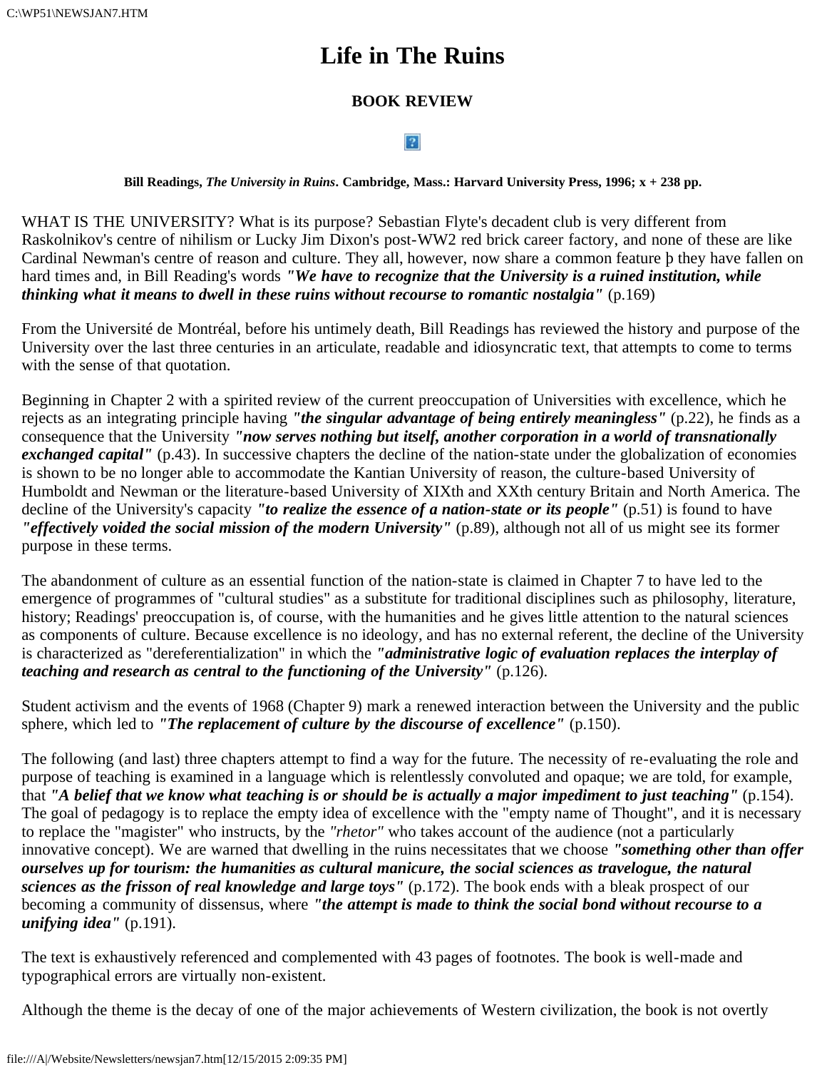# Life in The Ruins

### BOOK REVIEW

**Bill Readings, *The University in Ruins*. Cambridge, Mass.: Harvard University Press, 1996; x + 238 pp.**

WHAT IS THE UNIVERSITY? What is its purpose? Sebastian Flyte's decadent club is very different from Raskolnikov's centre of nihilism or Lucky Jim Dixon's post-WW2 red brick career factory, and none of these are like Cardinal Newman's centre of reason and culture. They all, however, now share a common feature þ they have fallen on hard times and, in Bill Reading's words ***"We have to recognize that the University is a ruined institution, while thinking what it means to dwell in these ruins without recourse to romantic nostalgia"*** (p.169)

From the Université de Montréal, before his untimely death, Bill Readings has reviewed the history and purpose of the University over the last three centuries in an articulate, readable and idiosyncratic text, that attempts to come to terms with the sense of that quotation.

Beginning in Chapter 2 with a spirited review of the current preoccupation of Universities with excellence, which he rejects as an integrating principle having ***"the singular advantage of being entirely meaningless"*** (p.22), he finds as a consequence that the University ***"now serves nothing but itself, another corporation in a world of transnationally exchanged capital"*** (p.43). In successive chapters the decline of the nation-state under the globalization of economies is shown to be no longer able to accommodate the Kantian University of reason, the culture-based University of Humboldt and Newman or the literature-based University of XIXth and XXth century Britain and North America. The decline of the University's capacity ***"to realize the essence of a nation-state or its people"*** (p.51) is found to have ***"effectively voided the social mission of the modern University"*** (p.89), although not all of us might see its former purpose in these terms.

The abandonment of culture as an essential function of the nation-state is claimed in Chapter 7 to have led to the emergence of programmes of "cultural studies" as a substitute for traditional disciplines such as philosophy, literature, history; Readings' preoccupation is, of course, with the humanities and he gives little attention to the natural sciences as components of culture. Because excellence is no ideology, and has no external referent, the decline of the University is characterized as "dereferentialization" in which the ***"administrative logic of evaluation replaces the interplay of teaching and research as central to the functioning of the University"*** (p.126).

Student activism and the events of 1968 (Chapter 9) mark a renewed interaction between the University and the public sphere, which led to ***"The replacement of culture by the discourse of excellence"*** (p.150).

The following (and last) three chapters attempt to find a way for the future. The necessity of re-evaluating the role and purpose of teaching is examined in a language which is relentlessly convoluted and opaque; we are told, for example, that ***"A belief that we know what teaching is or should be is actually a major impediment to just teaching"*** (p.154). The goal of pedagogy is to replace the empty idea of excellence with the "empty name of Thought", and it is necessary to replace the "magister" who instructs, by the *"rhetor"* who takes account of the audience (not a particularly innovative concept). We are warned that dwelling in the ruins necessitates that we choose ***"something other than offer ourselves up for tourism: the humanities as cultural manicure, the social sciences as travelogue, the natural sciences as the frisson of real knowledge and large toys"*** (p.172). The book ends with a bleak prospect of our becoming a community of dissensus, where ***"the attempt is made to think the social bond without recourse to a unifying idea"*** (p.191).

The text is exhaustively referenced and complemented with 43 pages of footnotes. The book is well-made and typographical errors are virtually non-existent.

Although the theme is the decay of one of the major achievements of Western civilization, the book is not overtly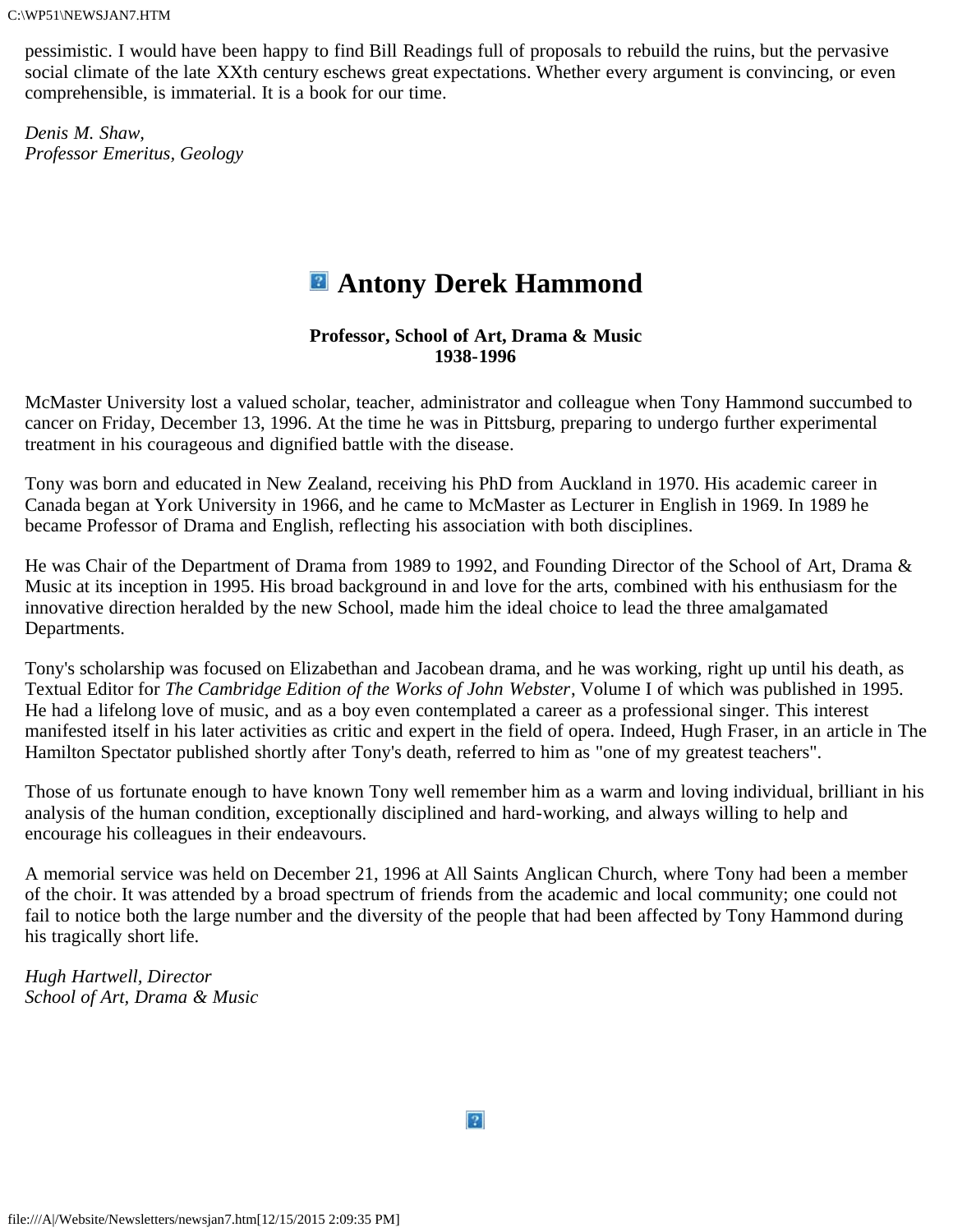pessimistic. I would have been happy to find Bill Readings full of proposals to rebuild the ruins, but the pervasive social climate of the late XXth century eschews great expectations. Whether every argument is convincing, or even comprehensible, is immaterial. It is a book for our time.

*Denis M. Shaw,*
*Professor Emeritus, Geology*

# Antony Derek Hammond

**Professor, School of Art, Drama & Music**
**1938-1996**

McMaster University lost a valued scholar, teacher, administrator and colleague when Tony Hammond succumbed to cancer on Friday, December 13, 1996. At the time he was in Pittsburg, preparing to undergo further experimental treatment in his courageous and dignified battle with the disease.

Tony was born and educated in New Zealand, receiving his PhD from Auckland in 1970. His academic career in Canada began at York University in 1966, and he came to McMaster as Lecturer in English in 1969. In 1989 he became Professor of Drama and English, reflecting his association with both disciplines.

He was Chair of the Department of Drama from 1989 to 1992, and Founding Director of the School of Art, Drama & Music at its inception in 1995. His broad background in and love for the arts, combined with his enthusiasm for the innovative direction heralded by the new School, made him the ideal choice to lead the three amalgamated Departments.

Tony's scholarship was focused on Elizabethan and Jacobean drama, and he was working, right up until his death, as Textual Editor for *The Cambridge Edition of the Works of John Webster*, Volume I of which was published in 1995. He had a lifelong love of music, and as a boy even contemplated a career as a professional singer. This interest manifested itself in his later activities as critic and expert in the field of opera. Indeed, Hugh Fraser, in an article in The Hamilton Spectator published shortly after Tony's death, referred to him as "one of my greatest teachers".

Those of us fortunate enough to have known Tony well remember him as a warm and loving individual, brilliant in his analysis of the human condition, exceptionally disciplined and hard-working, and always willing to help and encourage his colleagues in their endeavours.

A memorial service was held on December 21, 1996 at All Saints Anglican Church, where Tony had been a member of the choir. It was attended by a broad spectrum of friends from the academic and local community; one could not fail to notice both the large number and the diversity of the people that had been affected by Tony Hammond during his tragically short life.

*Hugh Hartwell, Director*
*School of Art, Drama & Music*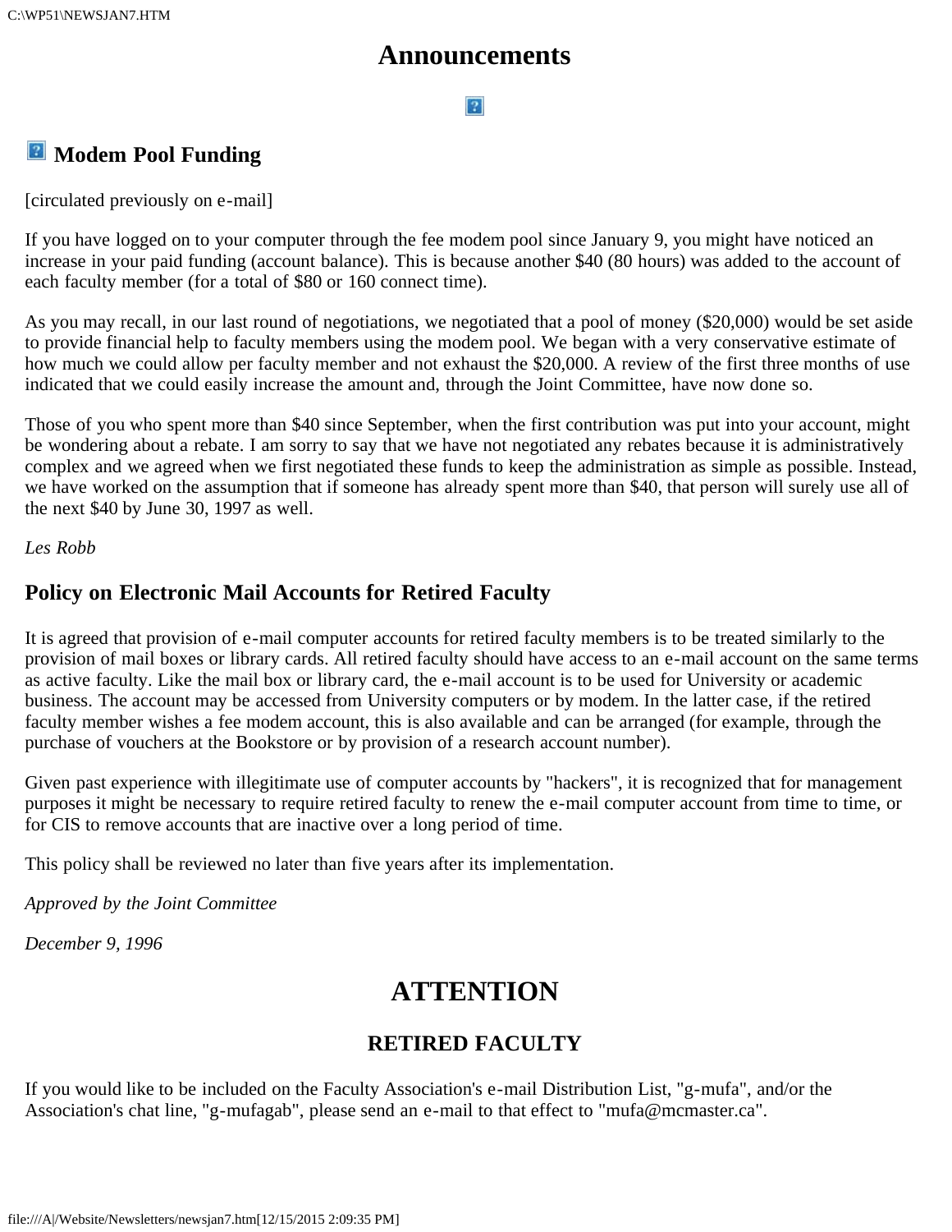# Announcements

## Modem Pool Funding

[circulated previously on e-mail]

If you have logged on to your computer through the fee modem pool since January 9, you might have noticed an increase in your paid funding (account balance). This is because another $40 (80 hours) was added to the account of each faculty member (for a total of $80 or 160 connect time).

As you may recall, in our last round of negotiations, we negotiated that a pool of money ($20,000) would be set aside to provide financial help to faculty members using the modem pool. We began with a very conservative estimate of how much we could allow per faculty member and not exhaust the $20,000. A review of the first three months of use indicated that we could easily increase the amount and, through the Joint Committee, have now done so.

Those of you who spent more than $40 since September, when the first contribution was put into your account, might be wondering about a rebate. I am sorry to say that we have not negotiated any rebates because it is administratively complex and we agreed when we first negotiated these funds to keep the administration as simple as possible. Instead, we have worked on the assumption that if someone has already spent more than $40, that person will surely use all of the next $40 by June 30, 1997 as well.

*Les Robb*

## Policy on Electronic Mail Accounts for Retired Faculty

It is agreed that provision of e-mail computer accounts for retired faculty members is to be treated similarly to the provision of mail boxes or library cards. All retired faculty should have access to an e-mail account on the same terms as active faculty. Like the mail box or library card, the e-mail account is to be used for University or academic business. The account may be accessed from University computers or by modem. In the latter case, if the retired faculty member wishes a fee modem account, this is also available and can be arranged (for example, through the purchase of vouchers at the Bookstore or by provision of a research account number).

Given past experience with illegitimate use of computer accounts by "hackers", it is recognized that for management purposes it might be necessary to require retired faculty to renew the e-mail computer account from time to time, or for CIS to remove accounts that are inactive over a long period of time.

This policy shall be reviewed no later than five years after its implementation.

*Approved by the Joint Committee*

*December 9, 1996*

# ATTENTION

## RETIRED FACULTY

If you would like to be included on the Faculty Association's e-mail Distribution List, "g-mufa", and/or the Association's chat line, "g-mufagab", please send an e-mail to that effect to "mufa@mcmaster.ca".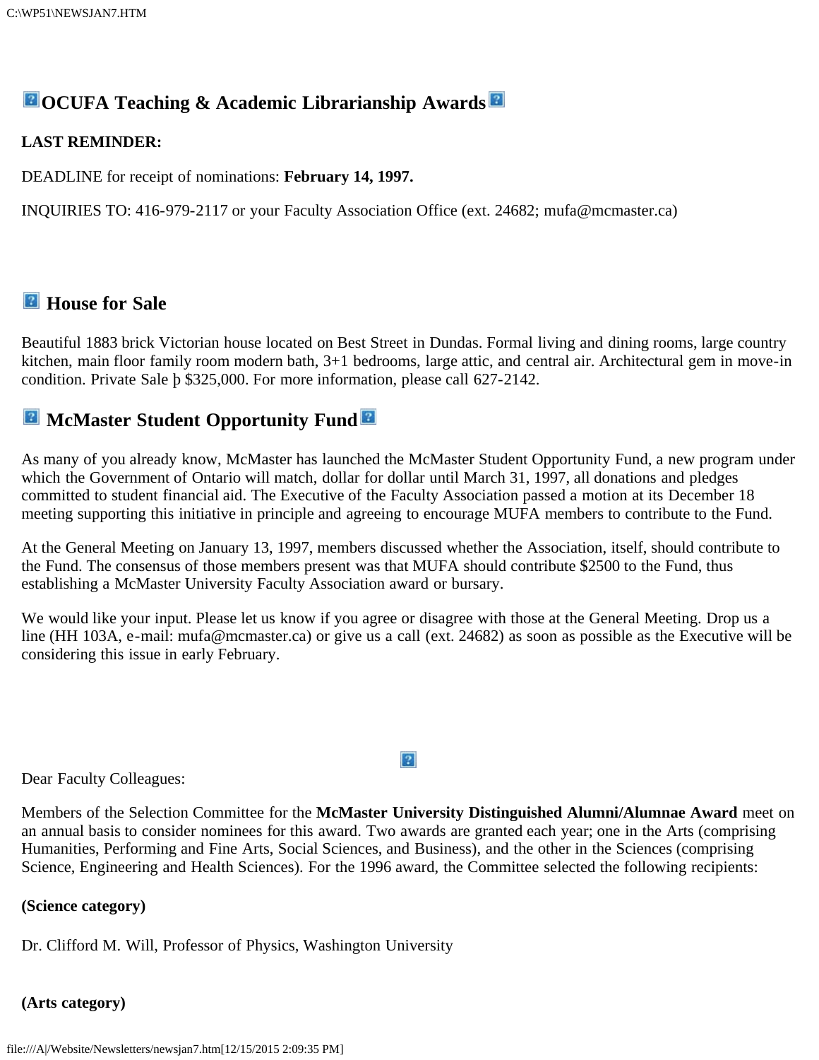## OCUFA Teaching & Academic Librarianship Awards

**LAST REMINDER:**

DEADLINE for receipt of nominations: **February 14, 1997.**

INQUIRIES TO: 416-979-2117 or your Faculty Association Office (ext. 24682; mufa@mcmaster.ca)

## House for Sale

Beautiful 1883 brick Victorian house located on Best Street in Dundas. Formal living and dining rooms, large country kitchen, main floor family room modern bath, 3+1 bedrooms, large attic, and central air. Architectural gem in move-in condition. Private Sale þ $325,000. For more information, please call 627-2142.

## McMaster Student Opportunity Fund

As many of you already know, McMaster has launched the McMaster Student Opportunity Fund, a new program under which the Government of Ontario will match, dollar for dollar until March 31, 1997, all donations and pledges committed to student financial aid. The Executive of the Faculty Association passed a motion at its December 18 meeting supporting this initiative in principle and agreeing to encourage MUFA members to contribute to the Fund.

At the General Meeting on January 13, 1997, members discussed whether the Association, itself, should contribute to the Fund. The consensus of those members present was that MUFA should contribute $2500 to the Fund, thus establishing a McMaster University Faculty Association award or bursary.

We would like your input. Please let us know if you agree or disagree with those at the General Meeting. Drop us a line (HH 103A, e-mail: mufa@mcmaster.ca) or give us a call (ext. 24682) as soon as possible as the Executive will be considering this issue in early February.

Dear Faculty Colleagues:

Members of the Selection Committee for the **McMaster University Distinguished Alumni/Alumnae Award** meet on an annual basis to consider nominees for this award. Two awards are granted each year; one in the Arts (comprising Humanities, Performing and Fine Arts, Social Sciences, and Business), and the other in the Sciences (comprising Science, Engineering and Health Sciences). For the 1996 award, the Committee selected the following recipients:

**(Science category)**

Dr. Clifford M. Will, Professor of Physics, Washington University

**(Arts category)**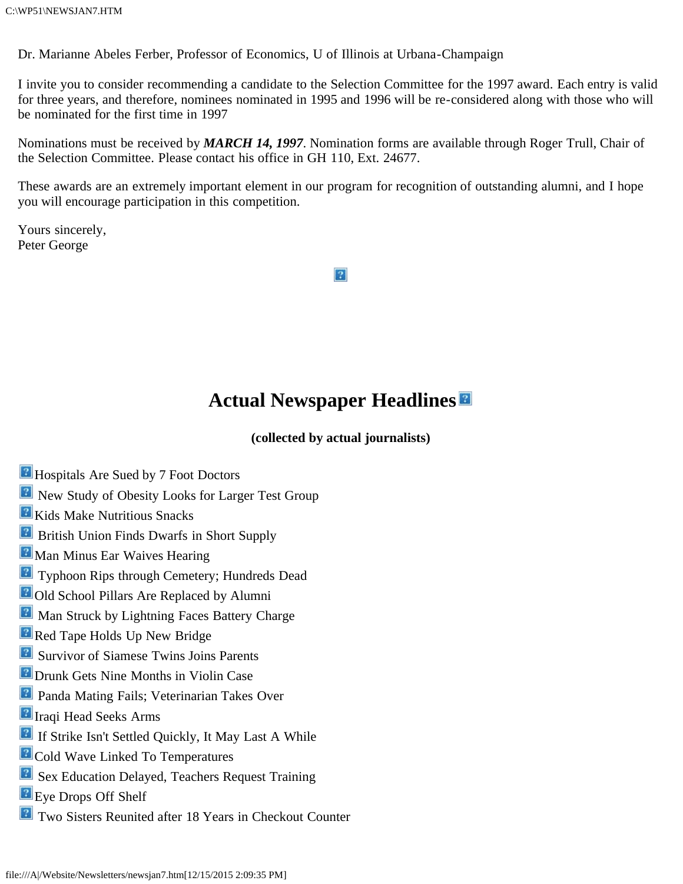Dr. Marianne Abeles Ferber, Professor of Economics, U of Illinois at Urbana-Champaign

I invite you to consider recommending a candidate to the Selection Committee for the 1997 award. Each entry is valid for three years, and therefore, nominees nominated in 1995 and 1996 will be re-considered along with those who will be nominated for the first time in 1997

Nominations must be received by ***MARCH 14, 1997***. Nomination forms are available through Roger Trull, Chair of the Selection Committee. Please contact his office in GH 110, Ext. 24677.

These awards are an extremely important element in our program for recognition of outstanding alumni, and I hope you will encourage participation in this competition.

Yours sincerely,
Peter George

# Actual Newspaper Headlines

**(collected by actual journalists)**

- Hospitals Are Sued by 7 Foot Doctors
- New Study of Obesity Looks for Larger Test Group
- Kids Make Nutritious Snacks
- British Union Finds Dwarfs in Short Supply
- Man Minus Ear Waives Hearing
- Typhoon Rips through Cemetery; Hundreds Dead
- Old School Pillars Are Replaced by Alumni
- Man Struck by Lightning Faces Battery Charge
- Red Tape Holds Up New Bridge
- Survivor of Siamese Twins Joins Parents
- Drunk Gets Nine Months in Violin Case
- Panda Mating Fails; Veterinarian Takes Over
- Iraqi Head Seeks Arms
- If Strike Isn't Settled Quickly, It May Last A While
- Cold Wave Linked To Temperatures
- Sex Education Delayed, Teachers Request Training
- Eye Drops Off Shelf
- Two Sisters Reunited after 18 Years in Checkout Counter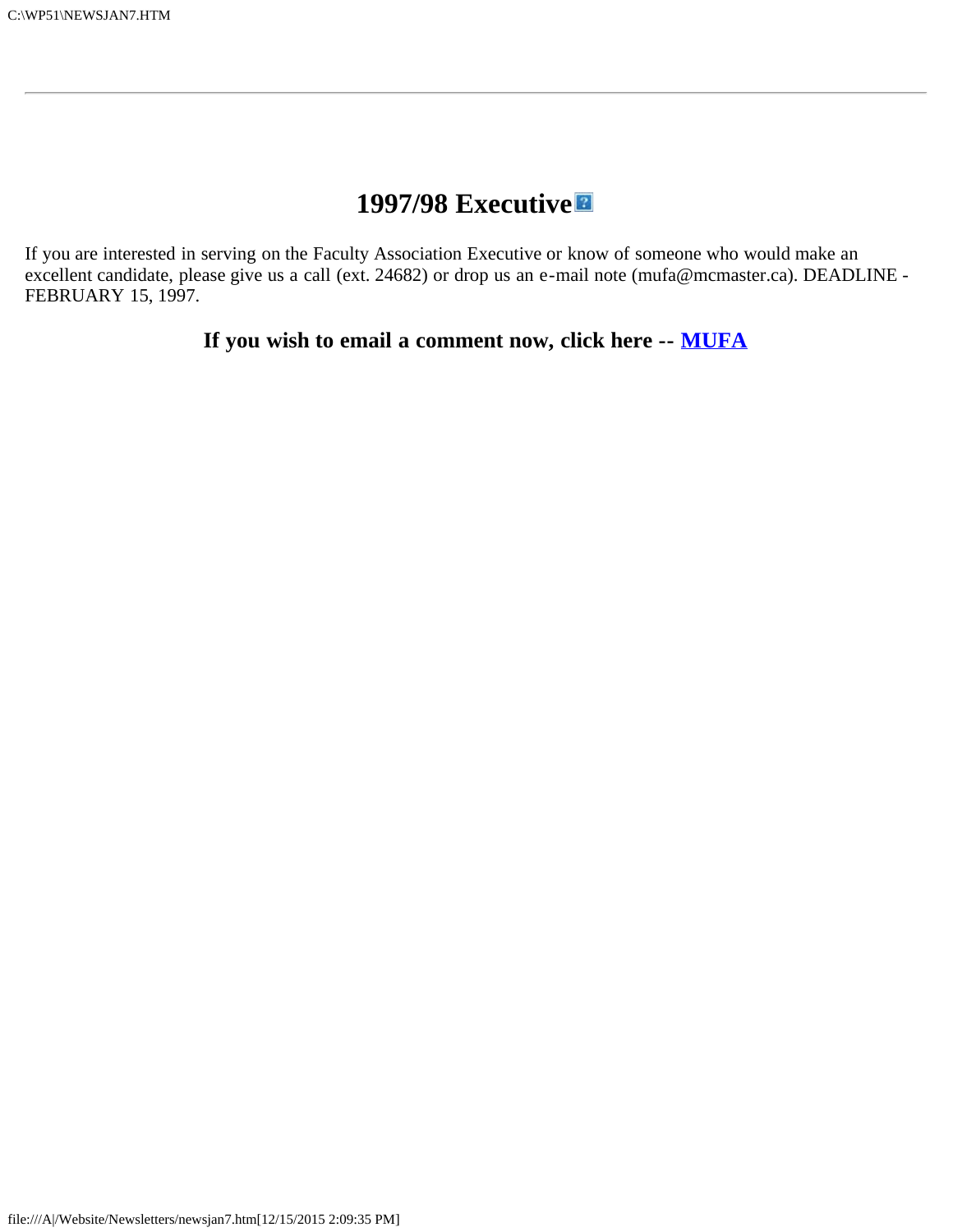---

# 1997/98 Executive

If you are interested in serving on the Faculty Association Executive or know of someone who would make an excellent candidate, please give us a call (ext. 24682) or drop us an e-mail note (mufa@mcmaster.ca). DEADLINE - FEBRUARY 15, 1997.

**If you wish to email a comment now, click here -- MUFA**